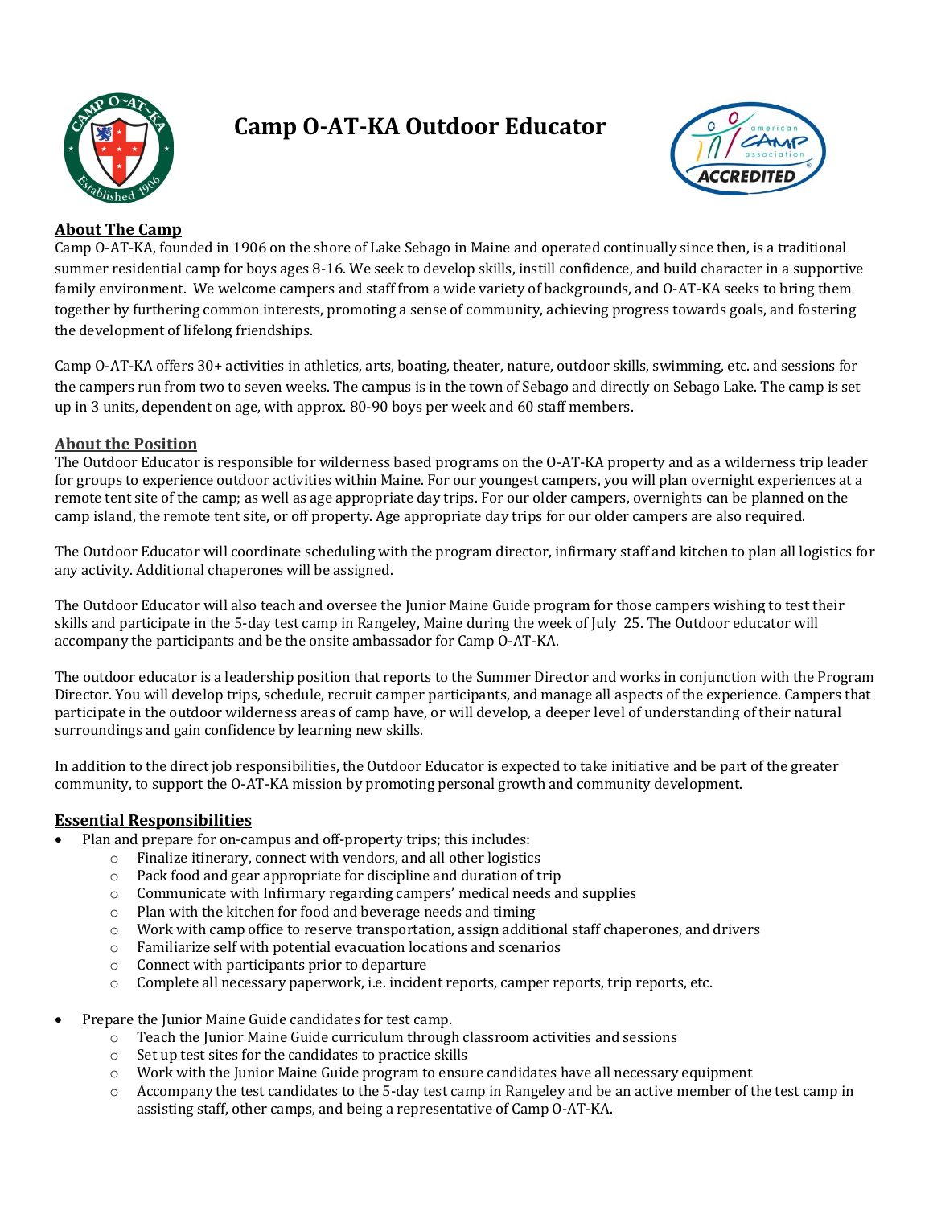# Camp O-AT-KA Outdoor Educator

## About The Camp

Camp O-AT-KA, founded in 1906 on the shore of Lake Sebago in Maine and operated continually since then, is a traditional summer residential camp for boys ages 8-16. We seek to develop skills, instill confidence, and build character in a supportive family environment. We welcome campers and staff from a wide variety of backgrounds, and O-AT-KA seeks to bring them together by furthering common interests, promoting a sense of community, achieving progress towards goals, and fostering the development of lifelong friendships.

Camp O-AT-KA offers 30+ activities in athletics, arts, boating, theater, nature, outdoor skills, swimming, etc. and sessions for the campers run from two to seven weeks. The campus is in the town of Sebago and directly on Sebago Lake. The camp is set up in 3 units, dependent on age, with approx. 80-90 boys per week and 60 staff members.

## About the Position

The Outdoor Educator is responsible for wilderness based programs on the O-AT-KA property and as a wilderness trip leader for groups to experience outdoor activities within Maine. For our youngest campers, you will plan overnight experiences at a remote tent site of the camp; as well as age appropriate day trips. For our older campers, overnights can be planned on the camp island, the remote tent site, or off property. Age appropriate day trips for our older campers are also required.

The Outdoor Educator will coordinate scheduling with the program director, infirmary staff and kitchen to plan all logistics for any activity. Additional chaperones will be assigned.

The Outdoor Educator will also teach and oversee the Junior Maine Guide program for those campers wishing to test their skills and participate in the 5-day test camp in Rangeley, Maine during the week of July 25. The Outdoor educator will accompany the participants and be the onsite ambassador for Camp O-AT-KA.

The outdoor educator is a leadership position that reports to the Summer Director and works in conjunction with the Program Director. You will develop trips, schedule, recruit camper participants, and manage all aspects of the experience. Campers that participate in the outdoor wilderness areas of camp have, or will develop, a deeper level of understanding of their natural surroundings and gain confidence by learning new skills.

In addition to the direct job responsibilities, the Outdoor Educator is expected to take initiative and be part of the greater community, to support the O-AT-KA mission by promoting personal growth and community development.

## Essential Responsibilities

- Plan and prepare for on-campus and off-property trips; this includes:
  - Finalize itinerary, connect with vendors, and all other logistics
  - Pack food and gear appropriate for discipline and duration of trip
  - Communicate with Infirmary regarding campers' medical needs and supplies
  - Plan with the kitchen for food and beverage needs and timing
  - Work with camp office to reserve transportation, assign additional staff chaperones, and drivers
  - Familiarize self with potential evacuation locations and scenarios
  - Connect with participants prior to departure
  - Complete all necessary paperwork, i.e. incident reports, camper reports, trip reports, etc.
- Prepare the Junior Maine Guide candidates for test camp.
  - Teach the Junior Maine Guide curriculum through classroom activities and sessions
  - Set up test sites for the candidates to practice skills
  - Work with the Junior Maine Guide program to ensure candidates have all necessary equipment
  - Accompany the test candidates to the 5-day test camp in Rangeley and be an active member of the test camp in assisting staff, other camps, and being a representative of Camp O-AT-KA.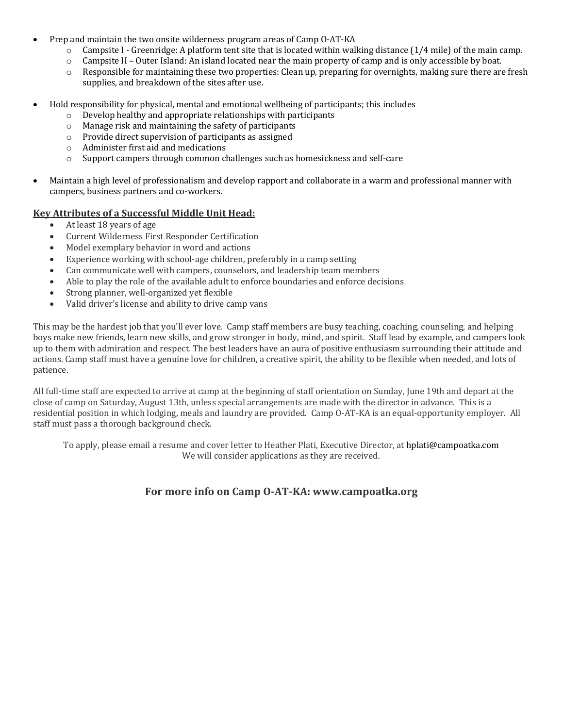- Prep and maintain the two onsite wilderness program areas of Camp O-AT-KA
  - Campsite I - Greenridge: A platform tent site that is located within walking distance (1/4 mile) of the main camp.
  - Campsite II – Outer Island: An island located near the main property of camp and is only accessible by boat.
  - Responsible for maintaining these two properties: Clean up, preparing for overnights, making sure there are fresh supplies, and breakdown of the sites after use.

- Hold responsibility for physical, mental and emotional wellbeing of participants; this includes
  - Develop healthy and appropriate relationships with participants
  - Manage risk and maintaining the safety of participants
  - Provide direct supervision of participants as assigned
  - Administer first aid and medications
  - Support campers through common challenges such as homesickness and self-care

- Maintain a high level of professionalism and develop rapport and collaborate in a warm and professional manner with campers, business partners and co-workers.

**Key Attributes of a Successful Middle Unit Head:**

- At least 18 years of age
- Current Wilderness First Responder Certification
- Model exemplary behavior in word and actions
- Experience working with school-age children, preferably in a camp setting
- Can communicate well with campers, counselors, and leadership team members
- Able to play the role of the available adult to enforce boundaries and enforce decisions
- Strong planner, well-organized yet flexible
- Valid driver's license and ability to drive camp vans

This may be the hardest job that you'll ever love. Camp staff members are busy teaching, coaching, counseling, and helping boys make new friends, learn new skills, and grow stronger in body, mind, and spirit. Staff lead by example, and campers look up to them with admiration and respect. The best leaders have an aura of positive enthusiasm surrounding their attitude and actions. Camp staff must have a genuine love for children, a creative spirit, the ability to be flexible when needed, and lots of patience.

All full-time staff are expected to arrive at camp at the beginning of staff orientation on Sunday, June 19th and depart at the close of camp on Saturday, August 13th, unless special arrangements are made with the director in advance. This is a residential position in which lodging, meals and laundry are provided. Camp O-AT-KA is an equal-opportunity employer. All staff must pass a thorough background check.

To apply, please email a resume and cover letter to Heather Plati, Executive Director, at hplati@campoatka.com
We will consider applications as they are received.

**For more info on Camp O-AT-KA: www.campoatka.org**